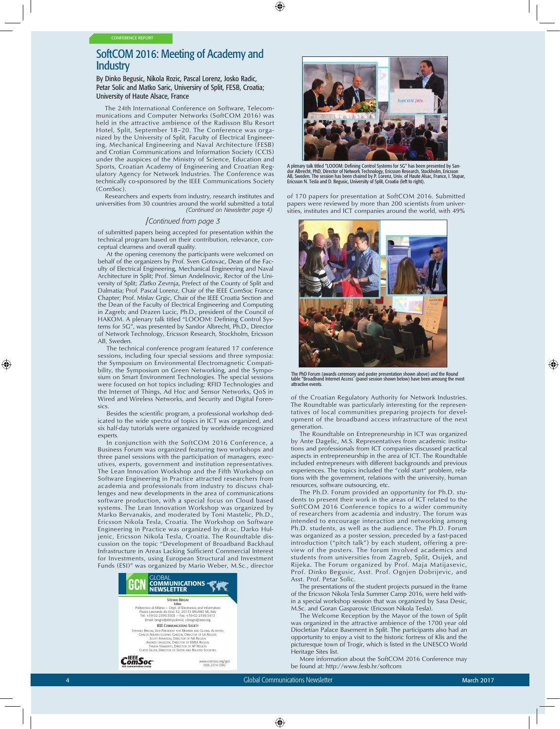CONFERENCE REPORT

# SoftCOM 2016: Meeting of Academy and Industry

**By Dinko Begusic, Nikola Rozic, Pascal Lorenz, Josko Radic, Petar Solic and Matko Saric, University of Split, FESB, Croatia; University of Haute Alsace, France**

The 24th International Conference on Software, Telecommunications and Computer Networks (SoftCOM 2016) was held in the attractive ambience of the Radisson Blu Resort Hotel, Split, September 18–20. The Conference was organized by the University of Split, Faculty of Electrical Engineering, Mechanical Engineering and Naval Architecture (FESB) and Crotian Communications and Information Society (CCIS) under the auspices of the Ministry of Science, Education and Sports, Croatian Academy of Engineering and Croatian Regulatory Agency for Network Industries. The Conference was technically co-sponsored by the IEEE Communications Society (ComSoc).

Researchers and experts from industry, research institutes and universities from 30 countries around the world submitted a total

*(Continued on Newsletter page 4)*

*/Continued from page 3*

of submitted papers being accepted for presentation within the technical program based on their contribution, relevance, conceptual clearness and overall quality.

At the opening ceremony the participants were welcomed on behalf of the organizers by Prof. Sven Gotovac, Dean of the Faculty of Electrical Engineering, Mechanical Engineering and Naval Architecture in Split; Prof. Simun Andelinovic, Rector of the University of Split; Zlatko Zevrnja, Prefect of the County of Split and Dalmatia; Prof. Pascal Lorenz, Chair of the IEEE ComSoc France Chapter; Prof. Mislav Grgic, Chair of the IEEE Croatia Section and the Dean of the Faculty of Electrical Engineering and Computing in Zagreb; and Drazen Lucic, Ph.D., president of the Council of HAKOM. A plenary talk titled "LOOOM: Defining Control Systems for 5G", was presented by Sandor Albrecht, Ph.D., Director of Network Technology, Ericsson Research, Stockholm, Ericsson AB, Sweden.

The technical conference program featured 17 conference sessions, including four special sessions and three symposia: the Symposium on Environmental Electromagnetic Compatibility, the Symposium on Green Networking, and the Symposium on Smart Environment Technologies. The special sessions were focused on hot topics including: RFID Technologies and the Internet of Things, Ad Hoc and Sensor Networks, QoS in Wired and Wireless Networks, and Security and Digital Forensics.

Besides the scientific program, a professional workshop dedicated to the wide spectra of topics in ICT was organized, and six half-day tutorials were organized by worldwide recognized experts.

In conjunction with the SoftCOM 2016 Conference, a Business Forum was organized featuring two workshops and three panel sessions with the participation of managers, executives, experts, government and institution representatives. The Lean Innovation Workshop and the Fifth Workshop on Software Engineering in Practice attracted researchers from academia and professionals from industry to discuss challenges and new developments in the area of communications software production, with a special focus on Cloud based systems. The Lean Innovation Workshop was organized by Marko Bervanakis, and moderated by Toni Mastelic, Ph.D., Ericsson Nikola Tesla, Croatia. The Workshop on Software Engineering in Practice was organized by dr.sc. Darko Huljenic, Ericsson Nikola Tesla, Croatia. The Roundtable discussion on the topic "Development of Broadband Backhaul Infrastructure in Areas Lacking Sufficient Commercial Interest for Investments, using European Structural and Investment Funds (ESI)" was organized by Mario Weber, M.Sc., director of the Croatian Regulatory Authority for Network Industries. The Roundtable was particularly interesting for the representatives of local communities preparing projects for development of the broadband access infrastructure of the next generation.

The Roundtable on Entrepreneurship in ICT was organized by Ante Dagelic, M.S. Representatives from academic institutions and professionals from ICT companies discussed practical aspects in entrepreneurship in the area of ICT. The Roundtable included entrepreneurs with different backgrounds and previous experiences. The topics included the "cold start" problem, relations with the government, relations with the university, human resources, software outsourcing, etc.

The Ph.D. Forum provided an opportunity for Ph.D. students to present their work in the areas of ICT related to the SoftCOM 2016 Conference topics to a wider community of researchers from academia and industry. The forum was intended to encourage interaction and networking among Ph.D. students, as well as the audience. The Ph.D. Forum was organized as a poster session, preceded by a fast-paced introduction ("pitch talk") by each student, offering a preview of the posters. The forum involved academics and students from universities from Zagreb, Split, Osijek, and Rijeka. The Forum organized by Prof. Maja Matijasevic, Prof. Dinko Begusic, Asst. Prof. Ognjen Dobrijevic, and Asst. Prof. Petar Solic.

The presentations of the student projects pursued in the frame of the Ericsson Nikola Tesla Summer Camp 2016, were held within a special workshop session that was organized by Sasa Desic, M.Sc. and Goran Gasparovic (Ericsson Nikola Tesla).

The Welcome Reception by the Mayor of the town of Split was organized in the attractive ambience of the 1700 year old Diocletian Palace Basement in Split. The participants also had an opportunity to enjoy a visit to the historic fortress of Klis and the picturesque town of Trogir, which is listed in the UNESCO World Heritage Sites list.

More information about the SoftCOM 2016 Conference may be found at: http://www.fesb.hr/softcom

A plenary talk titled "LOOOM: Defining Control Systems for 5G" has been presented by Sandor Albrecht, PhD, Director of Network Technology, Ericsson Research, Stockholm, Ericsson AB, Sweden. The session has been chaired by P. Lorenz, Univ. of Haute Alsac, France, I. Stupar, Ericsson N. Tesla and D. Begusic, University of Split, Croatia (left to right).

of 170 papers for presentation at SoftCOM 2016. Submitted papers were reviewed by more than 200 scientists from universities, institutes and ICT companies around the world, with 49%

The PhD Forum (awards ceremony and poster presentation shown above) and the Round table "Broadband Internet Access" (panel session shown below) have been amoung the most attractive events.

---

**GCN GLOBAL COMMUNICATIONS NEWSLETTER**

STEFANO BREGNI
Editor
Politecnico di Milano — Dept. of Electronics and Information
Piazza Leonardo da Vinci 32, 20133 MILANO MI, Italy
Tel: +39-02-2399.3503 — Fax: +39-02-2399.3413
Email: bregni@elet.polimi.it, s.bregni@ieee.org

IEEE COMMUNICATIONS SOCIETY
STEFANO BREGNI, VICE-PRESIDENT FOR MEMBER AND GLOBAL ACTIVITIES
CARLOS ANDRES LOZANO GARZON, DIRECTOR OF LA REGION
SCOTT ATKINSON, DIRECTOR OF NA REGION
ANDRZEJ JAJSZCZYK, DIRECTOR OF EMEA REGION
TAKAYA YAMAZATO, DIRECTOR OF AP REGION
CURTIS SILLER, DIRECTOR OF SISTER AND RELATED SOCIETIES

www.comsoc.org/gcn
ISSN 2374-1082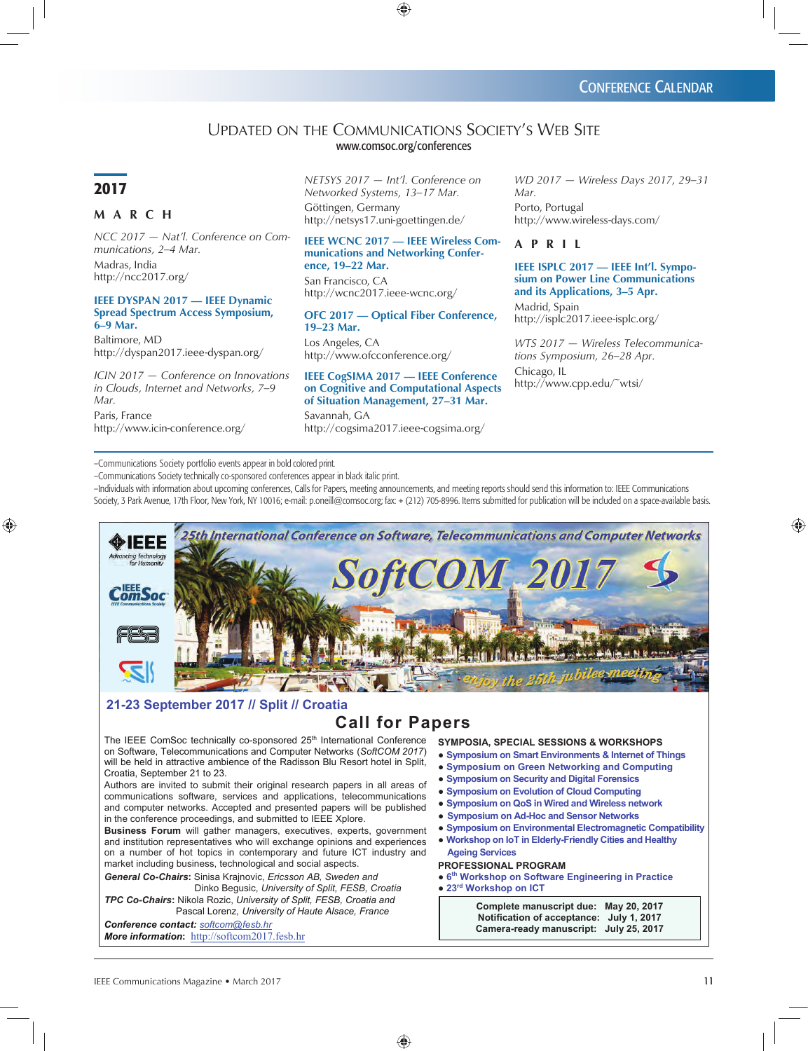# Conference Calendar

## Updated on the Communications Society's Web Site

www.comsoc.org/conferences

## 2017

### March

*NCC 2017 — Nat'l. Conference on Communications, 2–4 Mar.*
Madras, India
http://ncc2017.org/

**IEEE DYSPAN 2017 — IEEE Dynamic Spread Spectrum Access Symposium, 6–9 Mar.**
Baltimore, MD
http://dyspan2017.ieee-dyspan.org/

*ICIN 2017 — Conference on Innovations in Clouds, Internet and Networks, 7–9 Mar.*
Paris, France
http://www.icin-conference.org/

*NETSYS 2017 — Int'l. Conference on Networked Systems, 13–17 Mar.*
Göttingen, Germany
http://netsys17.uni-goettingen.de/

**IEEE WCNC 2017 — IEEE Wireless Communications and Networking Conference, 19–22 Mar.**
San Francisco, CA
http://wcnc2017.ieee-wcnc.org/

**OFC 2017 — Optical Fiber Conference, 19–23 Mar.**
Los Angeles, CA
http://www.ofcconference.org/

**IEEE CogSIMA 2017 — IEEE Conference on Cognitive and Computational Aspects of Situation Management, 27–31 Mar.**
Savannah, GA
http://cogsima2017.ieee-cogsima.org/

*WD 2017 — Wireless Days 2017, 29–31 Mar.*
Porto, Portugal
http://www.wireless-days.com/

### April

**IEEE ISPLC 2017 — IEEE Int'l. Symposium on Power Line Communications and its Applications, 3–5 Apr.**
Madrid, Spain
http://isplc2017.ieee-isplc.org/

*WTS 2017 — Wireless Telecommunications Symposium, 26–28 Apr.*
Chicago, IL
http://www.cpp.edu/~wtsi/

–Communications Society portfolio events appear in bold colored print.
–Communications Society technically co-sponsored conferences appear in black italic print.
–Individuals with information about upcoming conferences, Calls for Papers, meeting announcements, and meeting reports should send this information to: IEEE Communications Society, 3 Park Avenue, 17th Floor, New York, NY 10016; e-mail: p.oneill@comsoc.org; fax: + (212) 705-8996. Items submitted for publication will be included on a space-available basis.

---

IEEE — Advancing Technology for Humanity
IEEE ComSoc — IEEE Communications Society
FESB

## 25th International Conference on Software, Telecommunications and Computer Networks

# SoftCOM 2017

*enjoy the 25th jubilee meeting*

**21-23 September 2017 // Split // Croatia**

## Call for Papers

The IEEE ComSoc technically co-sponsored 25th International Conference on Software, Telecommunications and Computer Networks (*SoftCOM 2017*) will be held in attractive ambience of the Radisson Blu Resort hotel in Split, Croatia, September 21 to 23.

Authors are invited to submit their original research papers in all areas of communications software, services and applications, telecommunications and computer networks. Accepted and presented papers will be published in the conference proceedings, and submitted to IEEE Xplore.

**Business Forum** will gather managers, executives, experts, government and institution representatives who will exchange opinions and experiences on a number of hot topics in contemporary and future ICT industry and market including business, technological and social aspects.

***General Co-Chairs*:** Sinisa Krajnovic, *Ericsson AB, Sweden and* Dinko Begusic, *University of Split, FESB, Croatia*

***TPC Co-Chairs*:** Nikola Rozic, *University of Split, FESB, Croatia and* Pascal Lorenz, *University of Haute Alsace, France*

***Conference contact:*** softcom@fesb.hr

***More information*:** http://softcom2017.fesb.hr

**SYMPOSIA, SPECIAL SESSIONS & WORKSHOPS**

- Symposium on Smart Environments & Internet of Things
- Symposium on Green Networking and Computing
- Symposium on Security and Digital Forensics
- Symposium on Evolution of Cloud Computing
- Symposium on QoS in Wired and Wireless network
- Symposium on Ad-Hoc and Sensor Networks
- Symposium on Environmental Electromagnetic Compatibility
- Workshop on IoT in Elderly-Friendly Cities and Healthy Ageing Services

**PROFESSIONAL PROGRAM**

- 6th Workshop on Software Engineering in Practice
- 23rd Workshop on ICT

| | |
|---|---|
| Complete manuscript due: | May 20, 2017 |
| Notification of acceptance: | July 1, 2017 |
| Camera-ready manuscript: | July 25, 2017 |